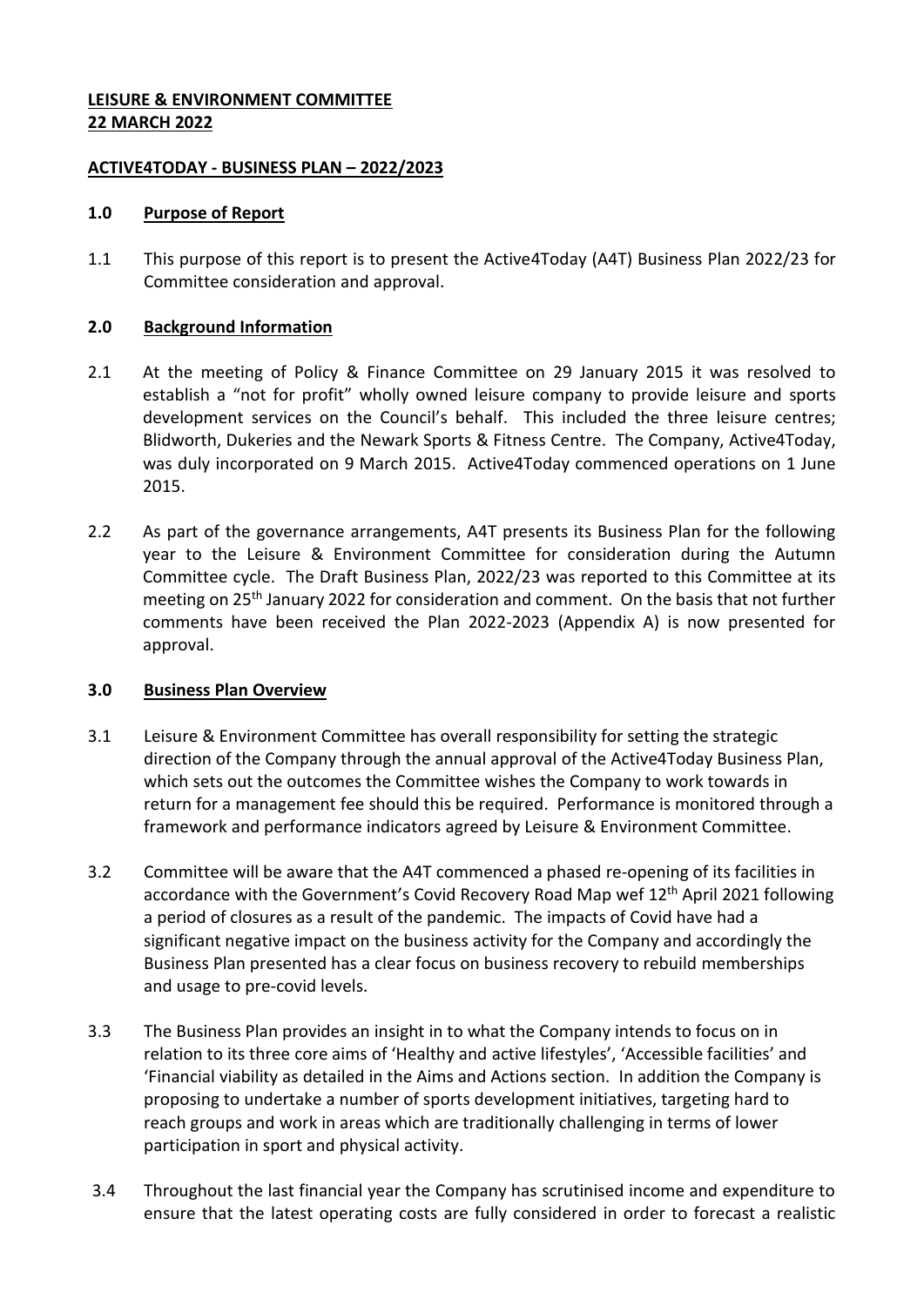**LEISURE & ENVIRONMENT COMMITTEE**
**22 MARCH 2022**

**ACTIVE4TODAY - BUSINESS PLAN – 2022/2023**

## 1.0 Purpose of Report

1.1 This purpose of this report is to present the Active4Today (A4T) Business Plan 2022/23 for Committee consideration and approval.

## 2.0 Background Information

2.1 At the meeting of Policy & Finance Committee on 29 January 2015 it was resolved to establish a "not for profit" wholly owned leisure company to provide leisure and sports development services on the Council's behalf. This included the three leisure centres; Blidworth, Dukeries and the Newark Sports & Fitness Centre. The Company, Active4Today, was duly incorporated on 9 March 2015. Active4Today commenced operations on 1 June 2015.

2.2 As part of the governance arrangements, A4T presents its Business Plan for the following year to the Leisure & Environment Committee for consideration during the Autumn Committee cycle. The Draft Business Plan, 2022/23 was reported to this Committee at its meeting on 25th January 2022 for consideration and comment. On the basis that not further comments have been received the Plan 2022-2023 (Appendix A) is now presented for approval.

## 3.0 Business Plan Overview

3.1 Leisure & Environment Committee has overall responsibility for setting the strategic direction of the Company through the annual approval of the Active4Today Business Plan, which sets out the outcomes the Committee wishes the Company to work towards in return for a management fee should this be required. Performance is monitored through a framework and performance indicators agreed by Leisure & Environment Committee.

3.2 Committee will be aware that the A4T commenced a phased re-opening of its facilities in accordance with the Government's Covid Recovery Road Map wef 12th April 2021 following a period of closures as a result of the pandemic. The impacts of Covid have had a significant negative impact on the business activity for the Company and accordingly the Business Plan presented has a clear focus on business recovery to rebuild memberships and usage to pre-covid levels.

3.3 The Business Plan provides an insight in to what the Company intends to focus on in relation to its three core aims of 'Healthy and active lifestyles', 'Accessible facilities' and 'Financial viability as detailed in the Aims and Actions section. In addition the Company is proposing to undertake a number of sports development initiatives, targeting hard to reach groups and work in areas which are traditionally challenging in terms of lower participation in sport and physical activity.

3.4 Throughout the last financial year the Company has scrutinised income and expenditure to ensure that the latest operating costs are fully considered in order to forecast a realistic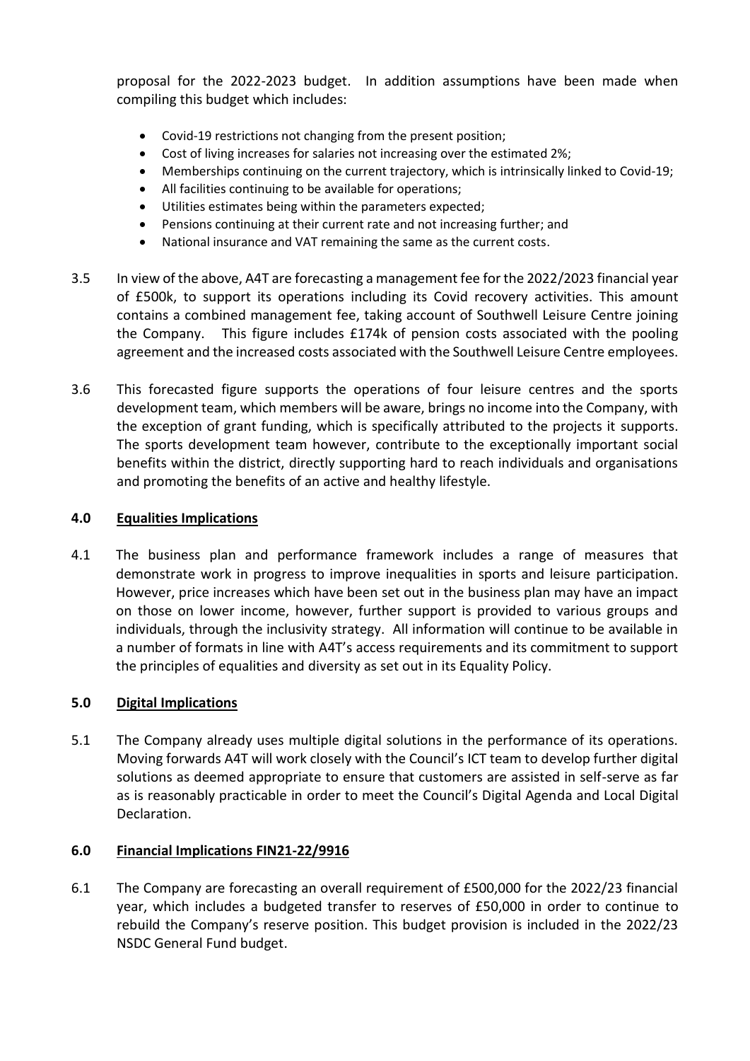proposal for the 2022-2023 budget. In addition assumptions have been made when compiling this budget which includes:

- Covid-19 restrictions not changing from the present position;
- Cost of living increases for salaries not increasing over the estimated 2%;
- Memberships continuing on the current trajectory, which is intrinsically linked to Covid-19;
- All facilities continuing to be available for operations;
- Utilities estimates being within the parameters expected;
- Pensions continuing at their current rate and not increasing further; and
- National insurance and VAT remaining the same as the current costs.

3.5 In view of the above, A4T are forecasting a management fee for the 2022/2023 financial year of £500k, to support its operations including its Covid recovery activities. This amount contains a combined management fee, taking account of Southwell Leisure Centre joining the Company. This figure includes £174k of pension costs associated with the pooling agreement and the increased costs associated with the Southwell Leisure Centre employees.

3.6 This forecasted figure supports the operations of four leisure centres and the sports development team, which members will be aware, brings no income into the Company, with the exception of grant funding, which is specifically attributed to the projects it supports. The sports development team however, contribute to the exceptionally important social benefits within the district, directly supporting hard to reach individuals and organisations and promoting the benefits of an active and healthy lifestyle.

## 4.0 Equalities Implications

4.1 The business plan and performance framework includes a range of measures that demonstrate work in progress to improve inequalities in sports and leisure participation. However, price increases which have been set out in the business plan may have an impact on those on lower income, however, further support is provided to various groups and individuals, through the inclusivity strategy. All information will continue to be available in a number of formats in line with A4T's access requirements and its commitment to support the principles of equalities and diversity as set out in its Equality Policy.

## 5.0 Digital Implications

5.1 The Company already uses multiple digital solutions in the performance of its operations. Moving forwards A4T will work closely with the Council's ICT team to develop further digital solutions as deemed appropriate to ensure that customers are assisted in self-serve as far as is reasonably practicable in order to meet the Council's Digital Agenda and Local Digital Declaration.

## 6.0 Financial Implications FIN21-22/9916

6.1 The Company are forecasting an overall requirement of £500,000 for the 2022/23 financial year, which includes a budgeted transfer to reserves of £50,000 in order to continue to rebuild the Company's reserve position. This budget provision is included in the 2022/23 NSDC General Fund budget.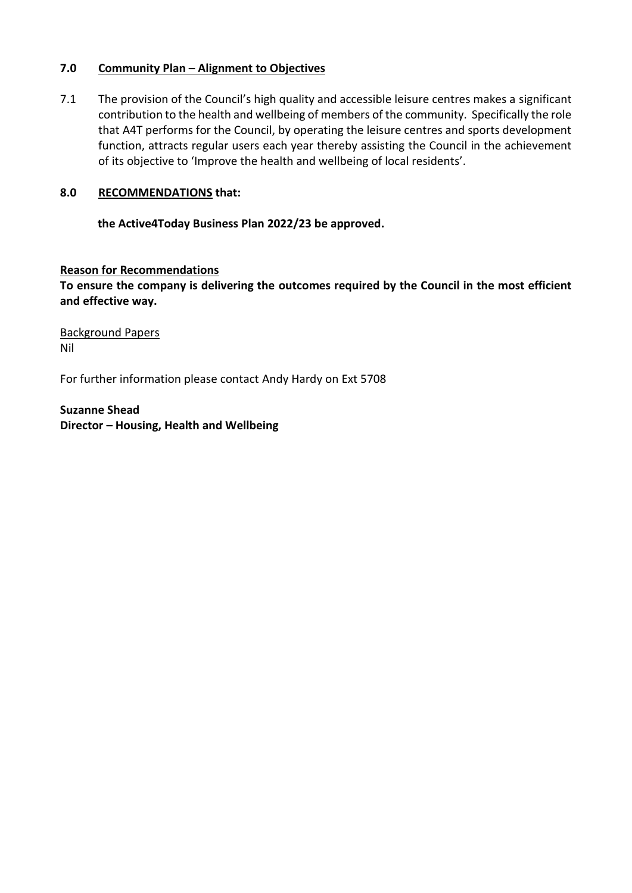## 7.0 Community Plan – Alignment to Objectives

7.1 The provision of the Council's high quality and accessible leisure centres makes a significant contribution to the health and wellbeing of members of the community. Specifically the role that A4T performs for the Council, by operating the leisure centres and sports development function, attracts regular users each year thereby assisting the Council in the achievement of its objective to 'Improve the health and wellbeing of local residents'.

## 8.0 RECOMMENDATIONS that:

**the Active4Today Business Plan 2022/23 be approved.**

**Reason for Recommendations**

**To ensure the company is delivering the outcomes required by the Council in the most efficient and effective way.**

Background Papers
Nil

For further information please contact Andy Hardy on Ext 5708

**Suzanne Shead**
**Director – Housing, Health and Wellbeing**